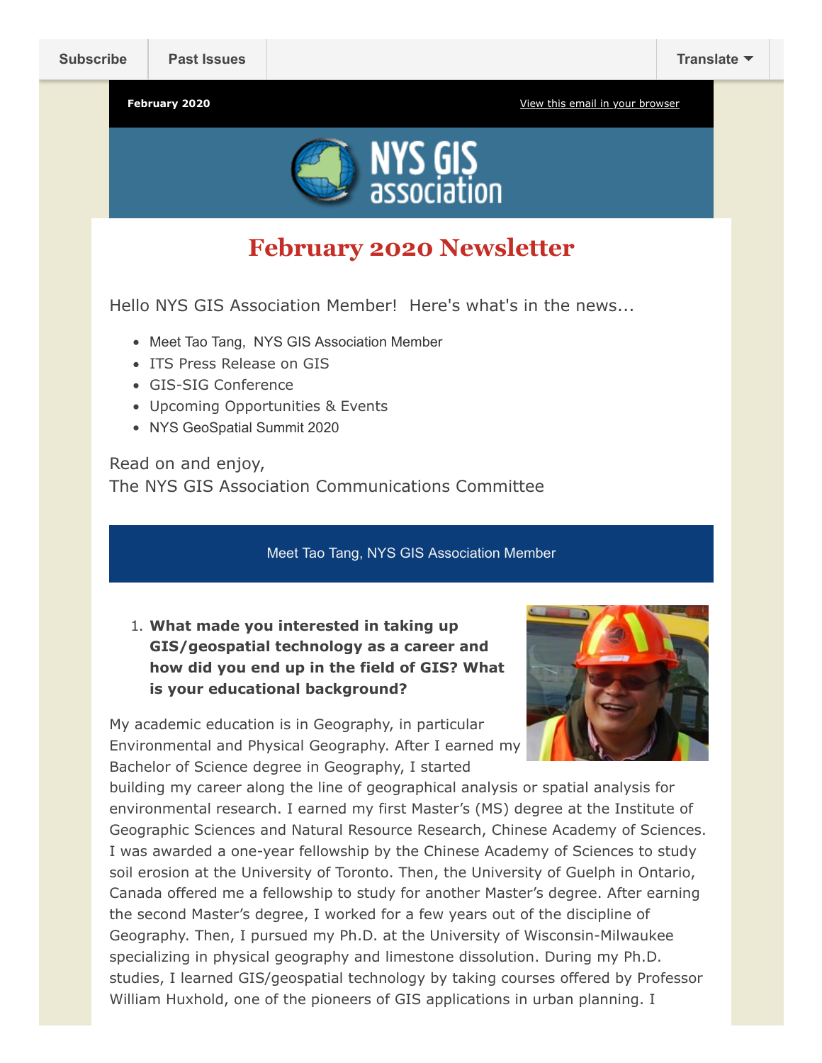Subscribe | Past Issues | Translate

February 2020 — View this email in your browser

NYS GIS association

# February 2020 Newsletter

Hello NYS GIS Association Member! Here's what's in the news...

- Meet Tao Tang, NYS GIS Association Member
- ITS Press Release on GIS
- GIS-SIG Conference
- Upcoming Opportunities & Events
- NYS GeoSpatial Summit 2020

Read on and enjoy,
The NYS GIS Association Communications Committee

## Meet Tao Tang, NYS GIS Association Member

1. **What made you interested in taking up GIS/geospatial technology as a career and how did you end up in the field of GIS? What is your educational background?**

My academic education is in Geography, in particular Environmental and Physical Geography. After I earned my Bachelor of Science degree in Geography, I started building my career along the line of geographical analysis or spatial analysis for environmental research. I earned my first Master's (MS) degree at the Institute of Geographic Sciences and Natural Resource Research, Chinese Academy of Sciences. I was awarded a one-year fellowship by the Chinese Academy of Sciences to study soil erosion at the University of Toronto. Then, the University of Guelph in Ontario, Canada offered me a fellowship to study for another Master's degree. After earning the second Master's degree, I worked for a few years out of the discipline of Geography. Then, I pursued my Ph.D. at the University of Wisconsin-Milwaukee specializing in physical geography and limestone dissolution. During my Ph.D. studies, I learned GIS/geospatial technology by taking courses offered by Professor William Huxhold, one of the pioneers of GIS applications in urban planning. I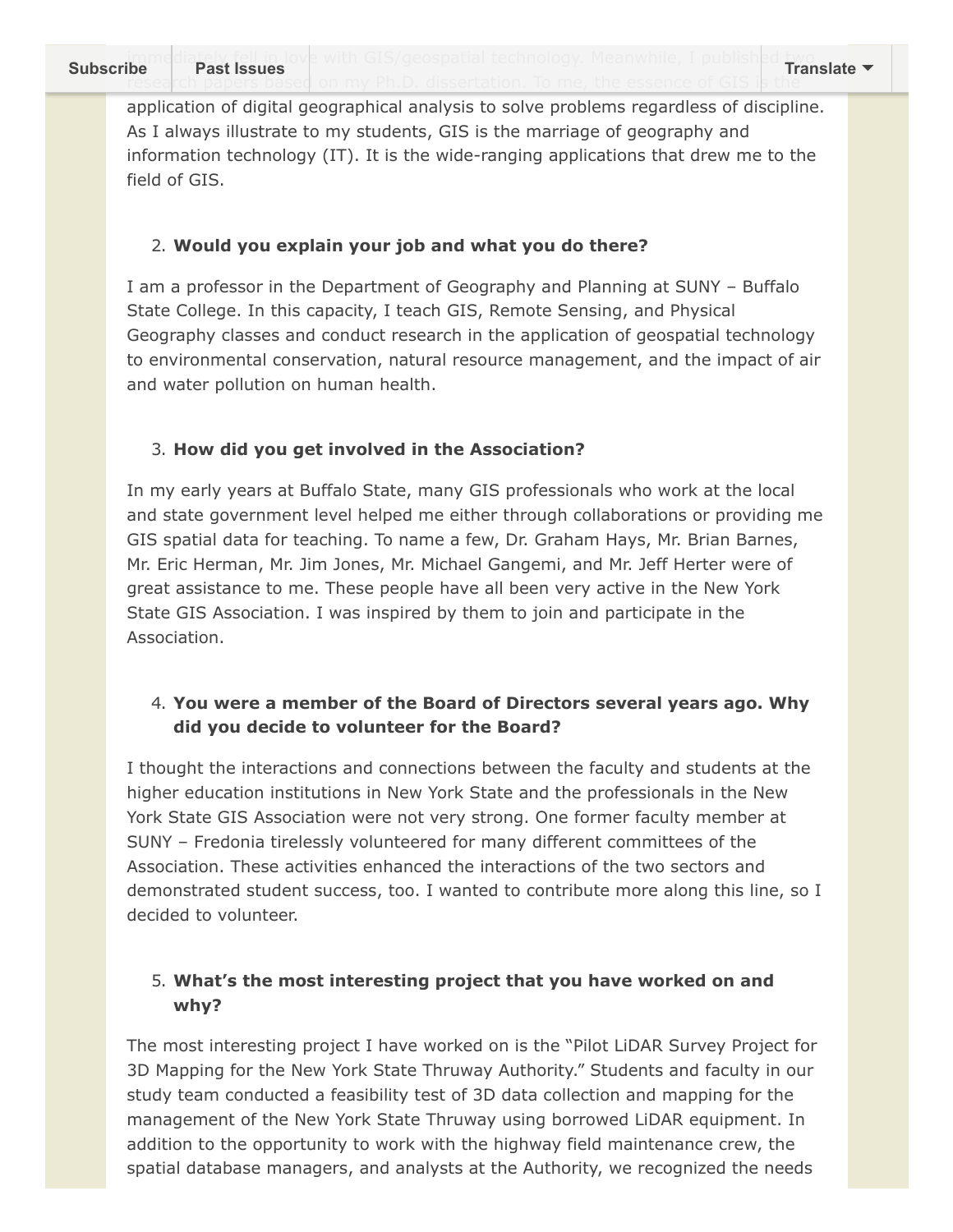immediately fell in love with GIS/geospatial technology. Meanwhile, I published two research papers based on my Ph.D. dissertation. To me, the essence of GIS is the application of digital geographical analysis to solve problems regardless of discipline. As I always illustrate to my students, GIS is the marriage of geography and information technology (IT). It is the wide-ranging applications that drew me to the field of GIS.

2. **Would you explain your job and what you do there?**

I am a professor in the Department of Geography and Planning at SUNY – Buffalo State College. In this capacity, I teach GIS, Remote Sensing, and Physical Geography classes and conduct research in the application of geospatial technology to environmental conservation, natural resource management, and the impact of air and water pollution on human health.

3. **How did you get involved in the Association?**

In my early years at Buffalo State, many GIS professionals who work at the local and state government level helped me either through collaborations or providing me GIS spatial data for teaching. To name a few, Dr. Graham Hays, Mr. Brian Barnes, Mr. Eric Herman, Mr. Jim Jones, Mr. Michael Gangemi, and Mr. Jeff Herter were of great assistance to me. These people have all been very active in the New York State GIS Association. I was inspired by them to join and participate in the Association.

4. **You were a member of the Board of Directors several years ago. Why did you decide to volunteer for the Board?**

I thought the interactions and connections between the faculty and students at the higher education institutions in New York State and the professionals in the New York State GIS Association were not very strong. One former faculty member at SUNY – Fredonia tirelessly volunteered for many different committees of the Association. These activities enhanced the interactions of the two sectors and demonstrated student success, too. I wanted to contribute more along this line, so I decided to volunteer.

5. **What's the most interesting project that you have worked on and why?**

The most interesting project I have worked on is the "Pilot LiDAR Survey Project for 3D Mapping for the New York State Thruway Authority." Students and faculty in our study team conducted a feasibility test of 3D data collection and mapping for the management of the New York State Thruway using borrowed LiDAR equipment. In addition to the opportunity to work with the highway field maintenance crew, the spatial database managers, and analysts at the Authority, we recognized the needs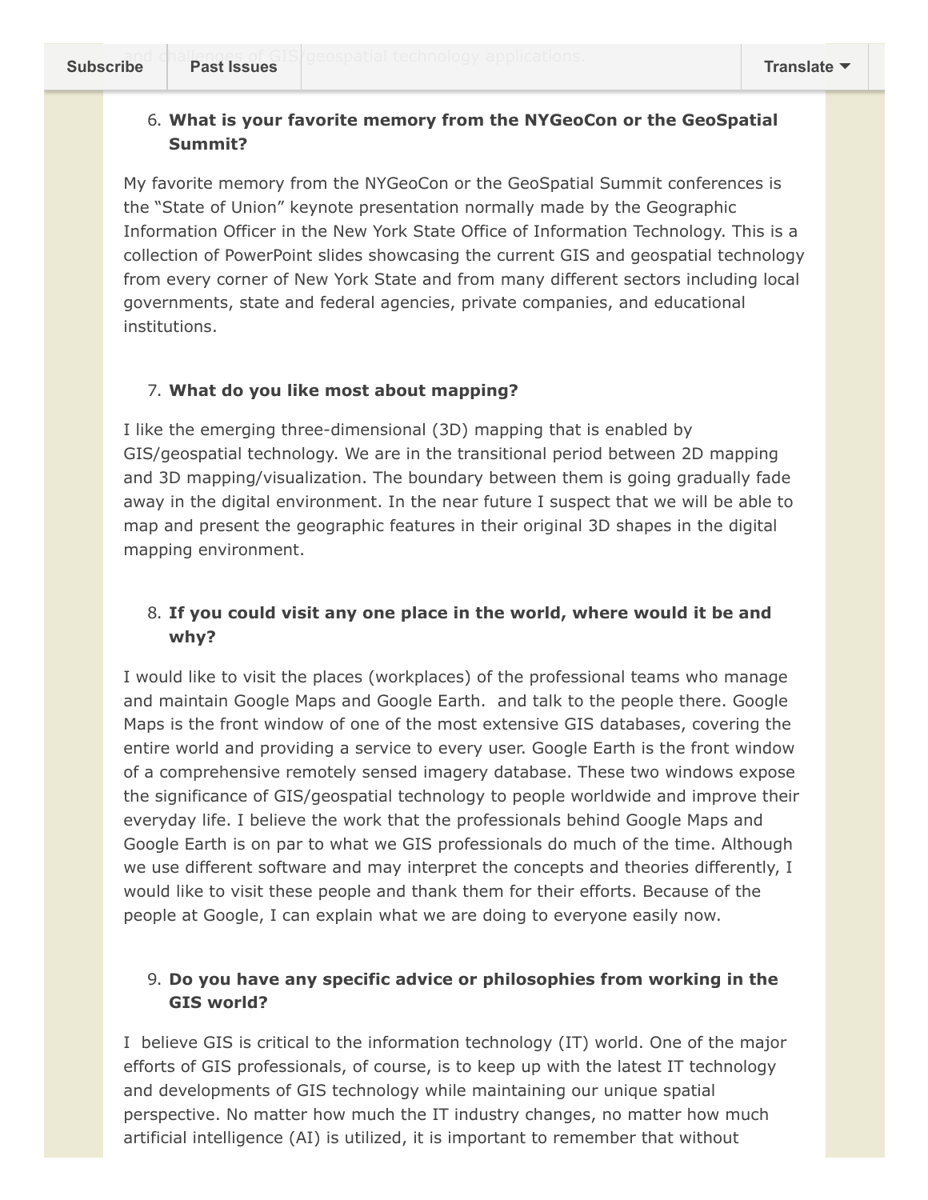6. **What is your favorite memory from the NYGeoCon or the GeoSpatial Summit?**

My favorite memory from the NYGeoCon or the GeoSpatial Summit conferences is the "State of Union" keynote presentation normally made by the Geographic Information Officer in the New York State Office of Information Technology. This is a collection of PowerPoint slides showcasing the current GIS and geospatial technology from every corner of New York State and from many different sectors including local governments, state and federal agencies, private companies, and educational institutions.

7. **What do you like most about mapping?**

I like the emerging three-dimensional (3D) mapping that is enabled by GIS/geospatial technology. We are in the transitional period between 2D mapping and 3D mapping/visualization. The boundary between them is going gradually fade away in the digital environment. In the near future I suspect that we will be able to map and present the geographic features in their original 3D shapes in the digital mapping environment.

8. **If you could visit any one place in the world, where would it be and why?**

I would like to visit the places (workplaces) of the professional teams who manage and maintain Google Maps and Google Earth.  and talk to the people there. Google Maps is the front window of one of the most extensive GIS databases, covering the entire world and providing a service to every user. Google Earth is the front window of a comprehensive remotely sensed imagery database. These two windows expose the significance of GIS/geospatial technology to people worldwide and improve their everyday life. I believe the work that the professionals behind Google Maps and Google Earth is on par to what we GIS professionals do much of the time. Although we use different software and may interpret the concepts and theories differently, I would like to visit these people and thank them for their efforts. Because of the people at Google, I can explain what we are doing to everyone easily now.

9. **Do you have any specific advice or philosophies from working in the GIS world?**

I  believe GIS is critical to the information technology (IT) world. One of the major efforts of GIS professionals, of course, is to keep up with the latest IT technology and developments of GIS technology while maintaining our unique spatial perspective. No matter how much the IT industry changes, no matter how much artificial intelligence (AI) is utilized, it is important to remember that without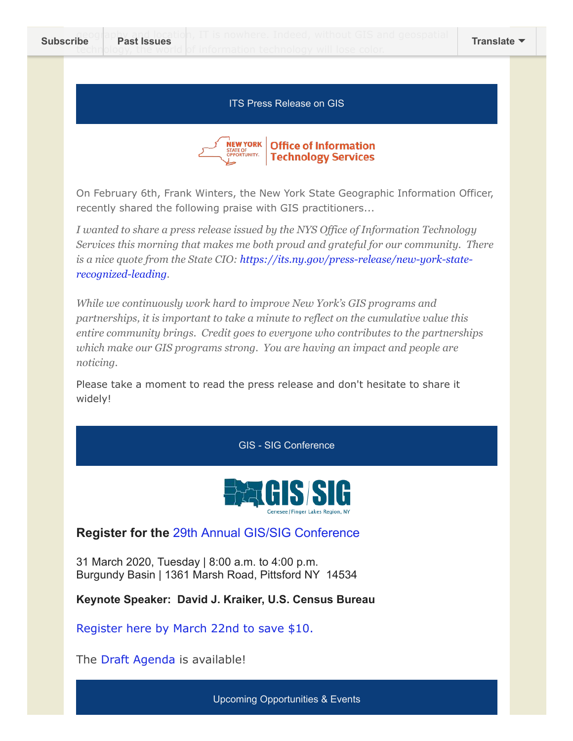geography and location, IT is nowhere. Indeed, without GIS and geospatial technology, the world of information technology will lose color.

## ITS Press Release on GIS

On February 6th, Frank Winters, the New York State Geographic Information Officer, recently shared the following praise with GIS practitioners...

*I wanted to share a press release issued by the NYS Office of Information Technology Services this morning that makes me both proud and grateful for our community. There is a nice quote from the State CIO: https://its.ny.gov/press-release/new-york-state-recognized-leading.*

*While we continuously work hard to improve New York's GIS programs and partnerships, it is important to take a minute to reflect on the cumulative value this entire community brings. Credit goes to everyone who contributes to the partnerships which make our GIS programs strong. You are having an impact and people are noticing.*

Please take a moment to read the press release and don't hesitate to share it widely!

## GIS - SIG Conference

### Register for the 29th Annual GIS/SIG Conference

31 March 2020, Tuesday | 8:00 a.m. to 4:00 p.m.
Burgundy Basin | 1361 Marsh Road, Pittsford NY 14534

**Keynote Speaker: David J. Kraiker, U.S. Census Bureau**

Register here by March 22nd to save $10.

The Draft Agenda is available!

## Upcoming Opportunities & Events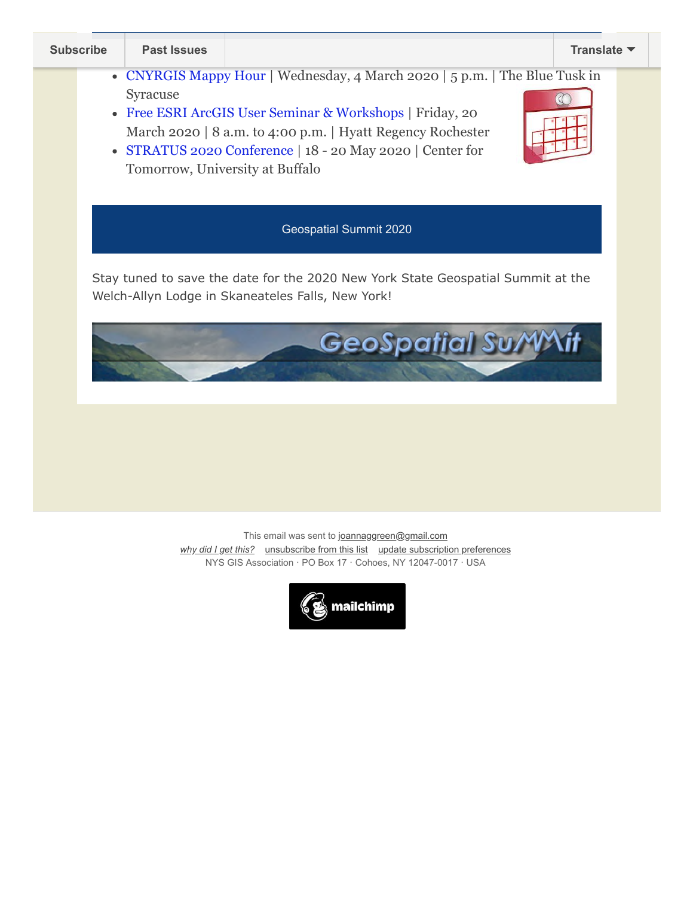Subscribe | Past Issues | Translate

- CNYRGIS Mappy Hour | Wednesday, 4 March 2020 | 5 p.m. | The Blue Tusk in Syracuse
- Free ESRI ArcGIS User Seminar & Workshops | Friday, 20 March 2020 | 8 a.m. to 4:00 p.m. | Hyatt Regency Rochester
- STRATUS 2020 Conference | 18 - 20 May 2020 | Center for Tomorrow, University at Buffalo

## Geospatial Summit 2020

Stay tuned to save the date for the 2020 New York State Geospatial Summit at the Welch-Allyn Lodge in Skaneateles Falls, New York!

This email was sent to joannaggreen@gmail.com

*why did I get this?* unsubscribe from this list update subscription preferences

NYS GIS Association · PO Box 17 · Cohoes, NY 12047-0017 · USA